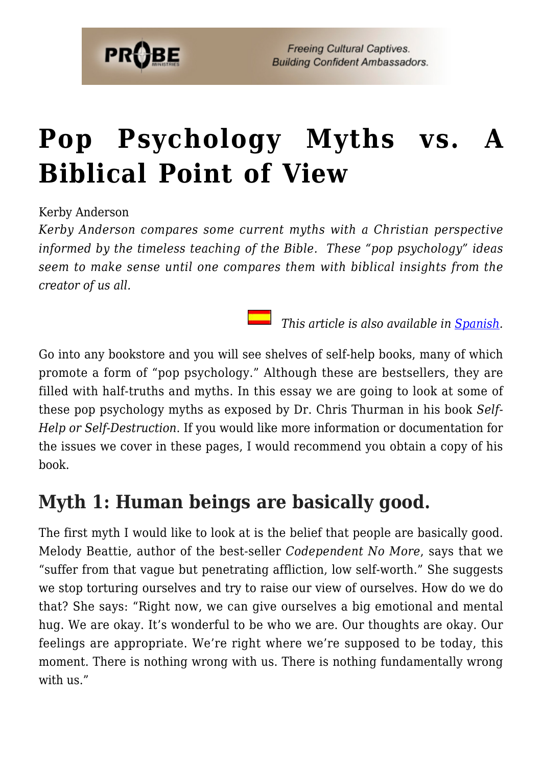# Pop Psychology Myths vs. A Biblical Point of View

Kerby Anderson

*Kerby Anderson compares some current myths with a Christian perspective informed by the timeless teaching of the Bible. These "pop psychology" ideas seem to make sense until one compares them with biblical insights from the creator of us all.*

*This article is also available in [Spanish](Spanish).*

Go into any bookstore and you will see shelves of self-help books, many of which promote a form of "pop psychology." Although these are bestsellers, they are filled with half-truths and myths. In this essay we are going to look at some of these pop psychology myths as exposed by Dr. Chris Thurman in his book *Self-Help or Self-Destruction*. If you would like more information or documentation for the issues we cover in these pages, I would recommend you obtain a copy of his book.

## Myth 1: Human beings are basically good.

The first myth I would like to look at is the belief that people are basically good. Melody Beattie, author of the best-seller *Codependent No More*, says that we "suffer from that vague but penetrating affliction, low self-worth." She suggests we stop torturing ourselves and try to raise our view of ourselves. How do we do that? She says: "Right now, we can give ourselves a big emotional and mental hug. We are okay. It's wonderful to be who we are. Our thoughts are okay. Our feelings are appropriate. We're right where we're supposed to be today, this moment. There is nothing wrong with us. There is nothing fundamentally wrong with us."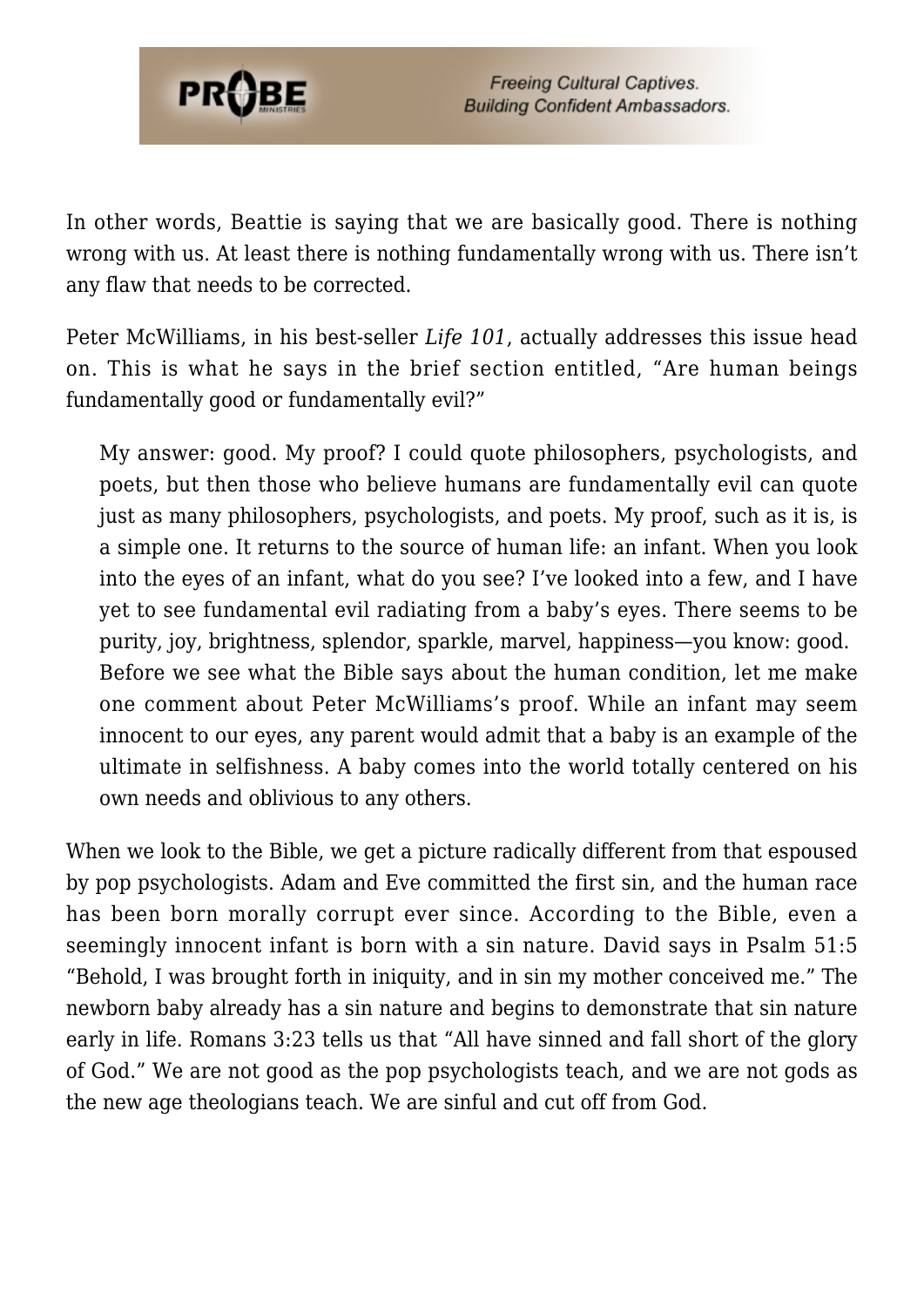In other words, Beattie is saying that we are basically good. There is nothing wrong with us. At least there is nothing fundamentally wrong with us. There isn't any flaw that needs to be corrected.

Peter McWilliams, in his best-seller *Life 101*, actually addresses this issue head on. This is what he says in the brief section entitled, "Are human beings fundamentally good or fundamentally evil?"

> My answer: good. My proof? I could quote philosophers, psychologists, and poets, but then those who believe humans are fundamentally evil can quote just as many philosophers, psychologists, and poets. My proof, such as it is, is a simple one. It returns to the source of human life: an infant. When you look into the eyes of an infant, what do you see? I've looked into a few, and I have yet to see fundamental evil radiating from a baby's eyes. There seems to be purity, joy, brightness, splendor, sparkle, marvel, happiness—you know: good.
>
> Before we see what the Bible says about the human condition, let me make one comment about Peter McWilliams's proof. While an infant may seem innocent to our eyes, any parent would admit that a baby is an example of the ultimate in selfishness. A baby comes into the world totally centered on his own needs and oblivious to any others.

When we look to the Bible, we get a picture radically different from that espoused by pop psychologists. Adam and Eve committed the first sin, and the human race has been born morally corrupt ever since. According to the Bible, even a seemingly innocent infant is born with a sin nature. David says in Psalm 51:5 "Behold, I was brought forth in iniquity, and in sin my mother conceived me." The newborn baby already has a sin nature and begins to demonstrate that sin nature early in life. Romans 3:23 tells us that "All have sinned and fall short of the glory of God." We are not good as the pop psychologists teach, and we are not gods as the new age theologians teach. We are sinful and cut off from God.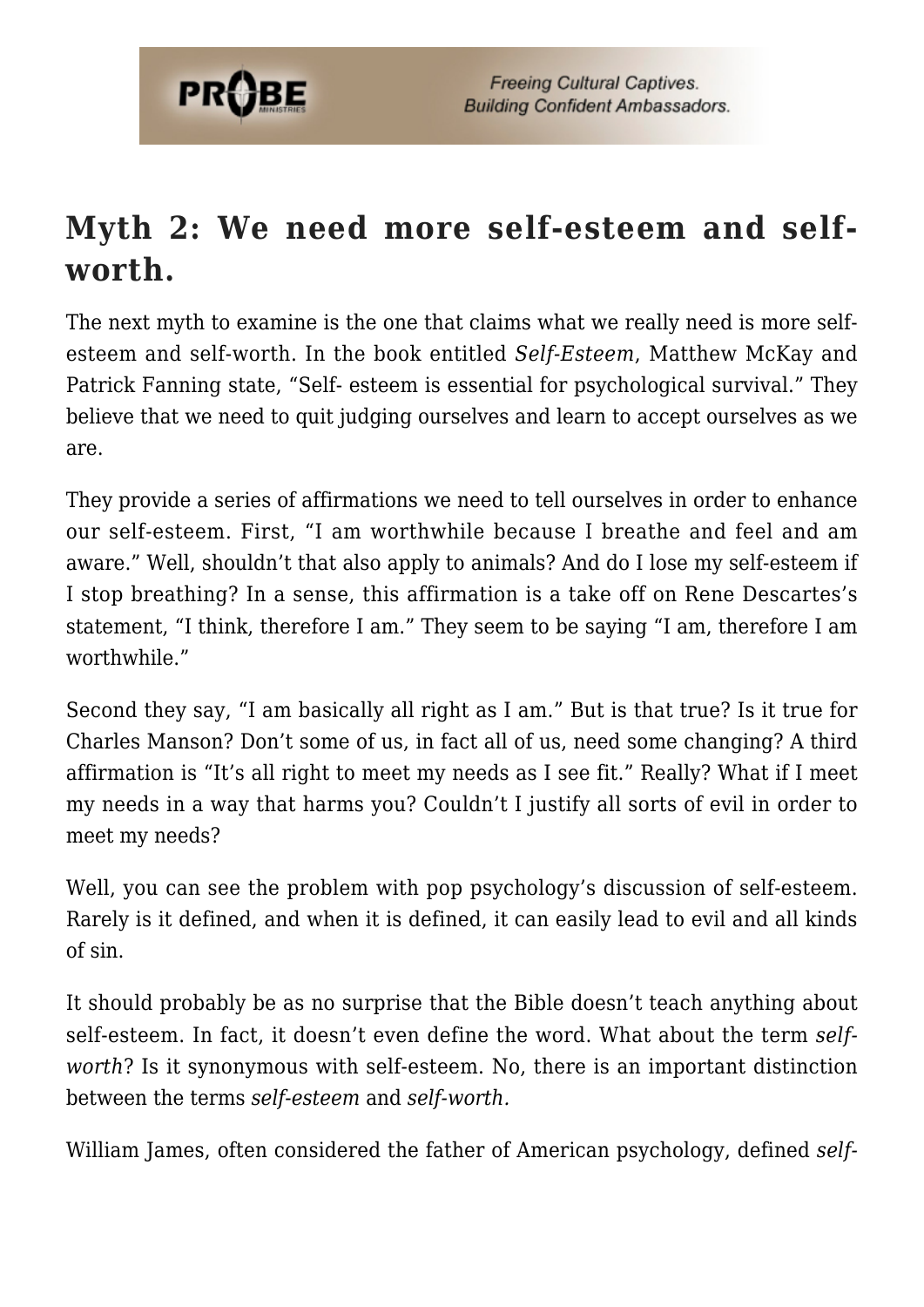## Myth 2: We need more self-esteem and self-worth.

The next myth to examine is the one that claims what we really need is more self-esteem and self-worth. In the book entitled *Self-Esteem*, Matthew McKay and Patrick Fanning state, "Self- esteem is essential for psychological survival." They believe that we need to quit judging ourselves and learn to accept ourselves as we are.

They provide a series of affirmations we need to tell ourselves in order to enhance our self-esteem. First, "I am worthwhile because I breathe and feel and am aware." Well, shouldn't that also apply to animals? And do I lose my self-esteem if I stop breathing? In a sense, this affirmation is a take off on Rene Descartes's statement, "I think, therefore I am." They seem to be saying "I am, therefore I am worthwhile."

Second they say, "I am basically all right as I am." But is that true? Is it true for Charles Manson? Don't some of us, in fact all of us, need some changing? A third affirmation is "It's all right to meet my needs as I see fit." Really? What if I meet my needs in a way that harms you? Couldn't I justify all sorts of evil in order to meet my needs?

Well, you can see the problem with pop psychology's discussion of self-esteem. Rarely is it defined, and when it is defined, it can easily lead to evil and all kinds of sin.

It should probably be as no surprise that the Bible doesn't teach anything about self-esteem. In fact, it doesn't even define the word. What about the term *self-worth*? Is it synonymous with self-esteem. No, there is an important distinction between the terms *self-esteem* and *self-worth.*

William James, often considered the father of American psychology, defined *self-*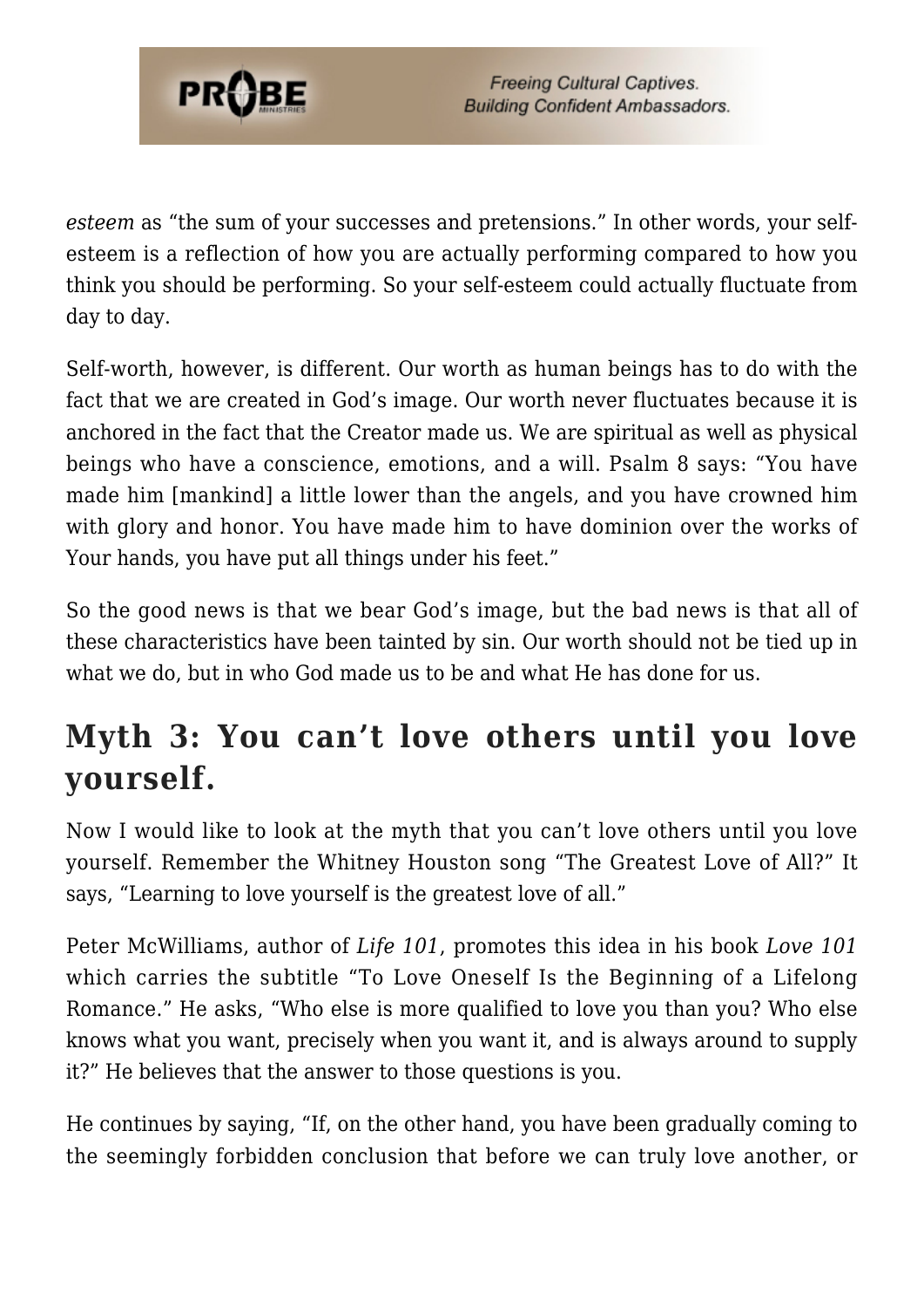*esteem* as "the sum of your successes and pretensions." In other words, your self-esteem is a reflection of how you are actually performing compared to how you think you should be performing. So your self-esteem could actually fluctuate from day to day.

Self-worth, however, is different. Our worth as human beings has to do with the fact that we are created in God's image. Our worth never fluctuates because it is anchored in the fact that the Creator made us. We are spiritual as well as physical beings who have a conscience, emotions, and a will. Psalm 8 says: "You have made him [mankind] a little lower than the angels, and you have crowned him with glory and honor. You have made him to have dominion over the works of Your hands, you have put all things under his feet."

So the good news is that we bear God's image, but the bad news is that all of these characteristics have been tainted by sin. Our worth should not be tied up in what we do, but in who God made us to be and what He has done for us.

## Myth 3: You can't love others until you love yourself.

Now I would like to look at the myth that you can't love others until you love yourself. Remember the Whitney Houston song "The Greatest Love of All?" It says, "Learning to love yourself is the greatest love of all."

Peter McWilliams, author of *Life 101*, promotes this idea in his book *Love 101* which carries the subtitle "To Love Oneself Is the Beginning of a Lifelong Romance." He asks, "Who else is more qualified to love you than you? Who else knows what you want, precisely when you want it, and is always around to supply it?" He believes that the answer to those questions is you.

He continues by saying, "If, on the other hand, you have been gradually coming to the seemingly forbidden conclusion that before we can truly love another, or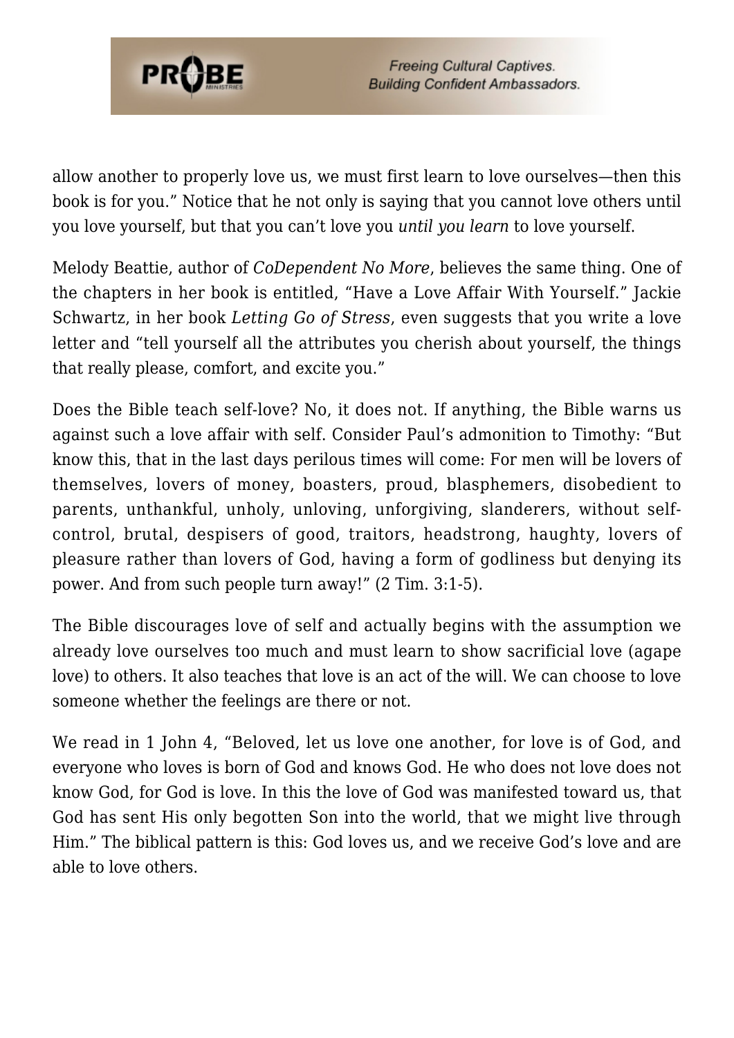allow another to properly love us, we must first learn to love ourselves—then this book is for you." Notice that he not only is saying that you cannot love others until you love yourself, but that you can't love you *until you learn* to love yourself.

Melody Beattie, author of *CoDependent No More*, believes the same thing. One of the chapters in her book is entitled, "Have a Love Affair With Yourself." Jackie Schwartz, in her book *Letting Go of Stress*, even suggests that you write a love letter and "tell yourself all the attributes you cherish about yourself, the things that really please, comfort, and excite you."

Does the Bible teach self-love? No, it does not. If anything, the Bible warns us against such a love affair with self. Consider Paul's admonition to Timothy: "But know this, that in the last days perilous times will come: For men will be lovers of themselves, lovers of money, boasters, proud, blasphemers, disobedient to parents, unthankful, unholy, unloving, unforgiving, slanderers, without self-control, brutal, despisers of good, traitors, headstrong, haughty, lovers of pleasure rather than lovers of God, having a form of godliness but denying its power. And from such people turn away!" (2 Tim. 3:1-5).

The Bible discourages love of self and actually begins with the assumption we already love ourselves too much and must learn to show sacrificial love (agape love) to others. It also teaches that love is an act of the will. We can choose to love someone whether the feelings are there or not.

We read in 1 John 4, "Beloved, let us love one another, for love is of God, and everyone who loves is born of God and knows God. He who does not love does not know God, for God is love. In this the love of God was manifested toward us, that God has sent His only begotten Son into the world, that we might live through Him." The biblical pattern is this: God loves us, and we receive God's love and are able to love others.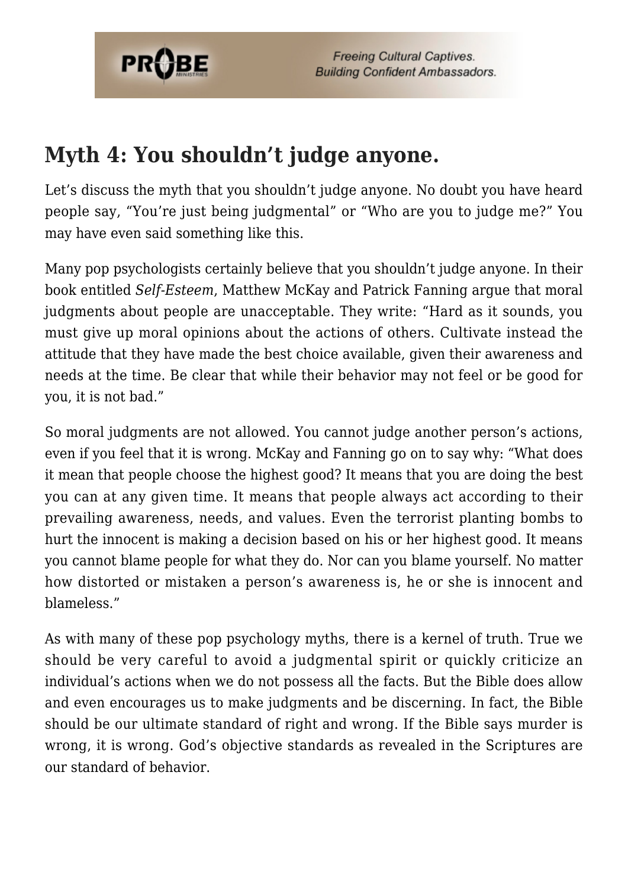## Myth 4: You shouldn't judge anyone.

Let's discuss the myth that you shouldn't judge anyone. No doubt you have heard people say, "You're just being judgmental" or "Who are you to judge me?" You may have even said something like this.

Many pop psychologists certainly believe that you shouldn't judge anyone. In their book entitled *Self-Esteem*, Matthew McKay and Patrick Fanning argue that moral judgments about people are unacceptable. They write: "Hard as it sounds, you must give up moral opinions about the actions of others. Cultivate instead the attitude that they have made the best choice available, given their awareness and needs at the time. Be clear that while their behavior may not feel or be good for you, it is not bad."

So moral judgments are not allowed. You cannot judge another person's actions, even if you feel that it is wrong. McKay and Fanning go on to say why: "What does it mean that people choose the highest good? It means that you are doing the best you can at any given time. It means that people always act according to their prevailing awareness, needs, and values. Even the terrorist planting bombs to hurt the innocent is making a decision based on his or her highest good. It means you cannot blame people for what they do. Nor can you blame yourself. No matter how distorted or mistaken a person's awareness is, he or she is innocent and blameless."

As with many of these pop psychology myths, there is a kernel of truth. True we should be very careful to avoid a judgmental spirit or quickly criticize an individual's actions when we do not possess all the facts. But the Bible does allow and even encourages us to make judgments and be discerning. In fact, the Bible should be our ultimate standard of right and wrong. If the Bible says murder is wrong, it is wrong. God's objective standards as revealed in the Scriptures are our standard of behavior.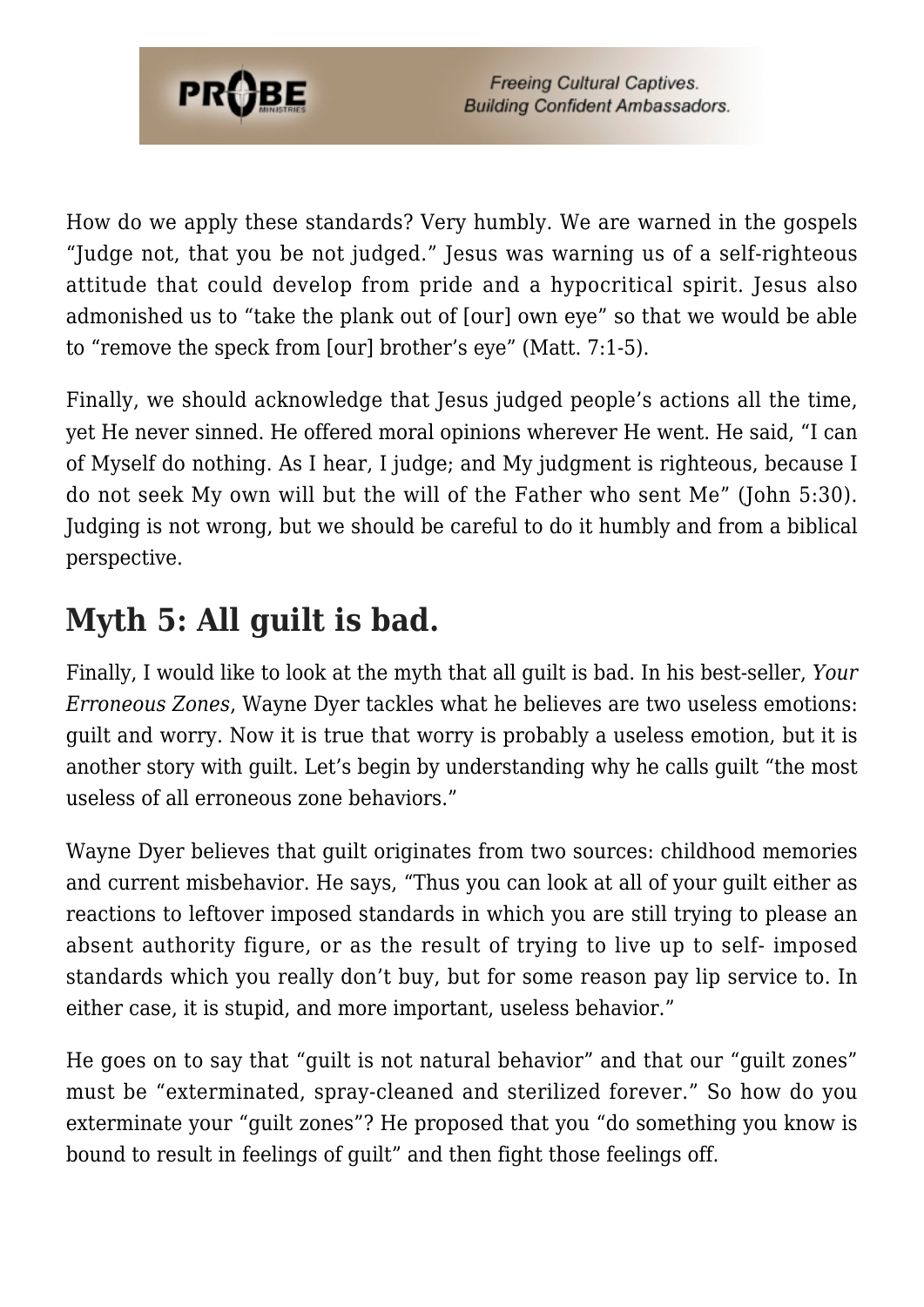How do we apply these standards? Very humbly. We are warned in the gospels "Judge not, that you be not judged." Jesus was warning us of a self-righteous attitude that could develop from pride and a hypocritical spirit. Jesus also admonished us to "take the plank out of [our] own eye" so that we would be able to "remove the speck from [our] brother's eye" (Matt. 7:1-5).

Finally, we should acknowledge that Jesus judged people's actions all the time, yet He never sinned. He offered moral opinions wherever He went. He said, "I can of Myself do nothing. As I hear, I judge; and My judgment is righteous, because I do not seek My own will but the will of the Father who sent Me" (John 5:30). Judging is not wrong, but we should be careful to do it humbly and from a biblical perspective.

## Myth 5: All guilt is bad.

Finally, I would like to look at the myth that all guilt is bad. In his best-seller, *Your Erroneous Zones*, Wayne Dyer tackles what he believes are two useless emotions: guilt and worry. Now it is true that worry is probably a useless emotion, but it is another story with guilt. Let's begin by understanding why he calls guilt "the most useless of all erroneous zone behaviors."

Wayne Dyer believes that guilt originates from two sources: childhood memories and current misbehavior. He says, "Thus you can look at all of your guilt either as reactions to leftover imposed standards in which you are still trying to please an absent authority figure, or as the result of trying to live up to self- imposed standards which you really don't buy, but for some reason pay lip service to. In either case, it is stupid, and more important, useless behavior."

He goes on to say that "guilt is not natural behavior" and that our "guilt zones" must be "exterminated, spray-cleaned and sterilized forever." So how do you exterminate your "guilt zones"? He proposed that you "do something you know is bound to result in feelings of guilt" and then fight those feelings off.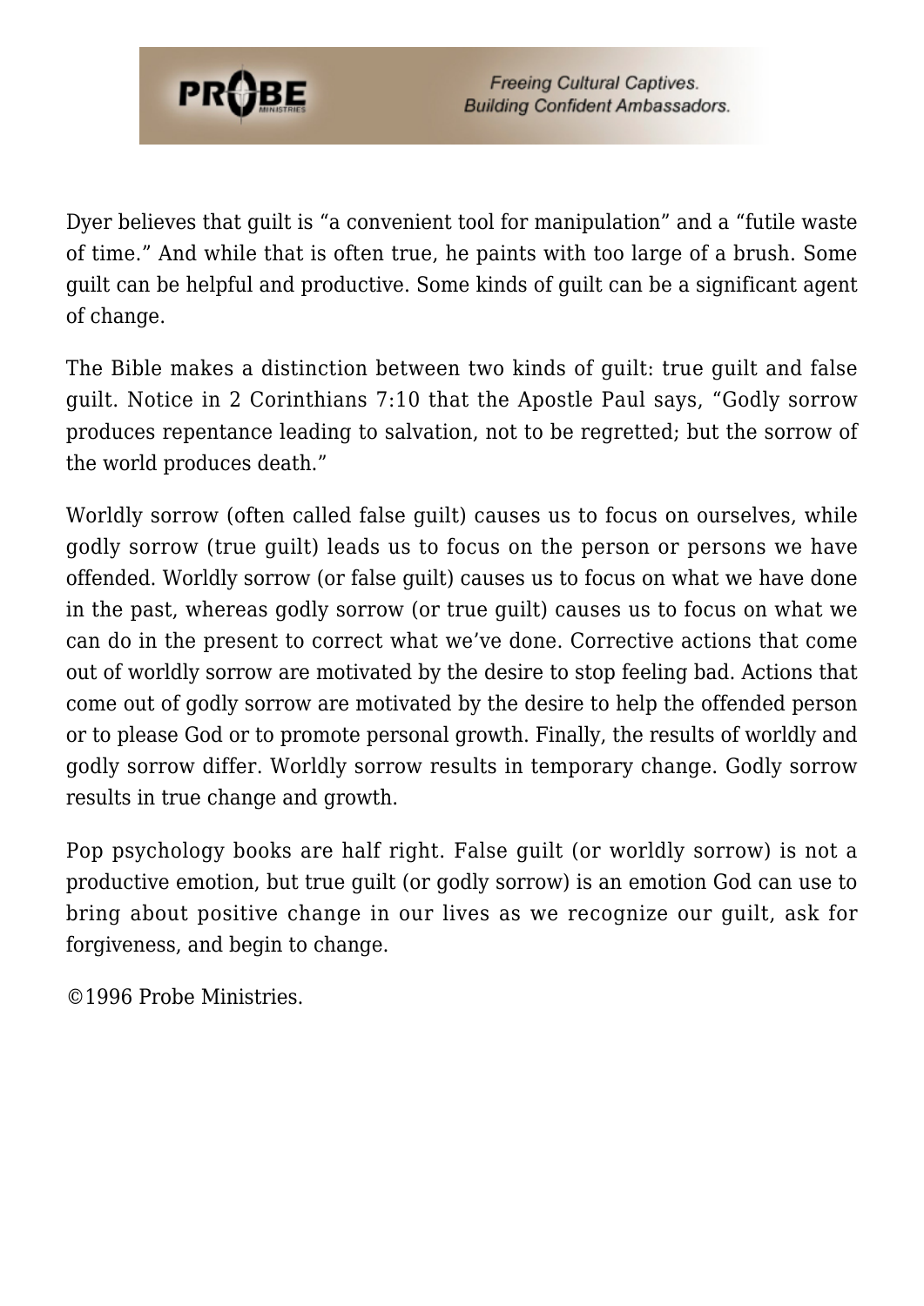Dyer believes that guilt is "a convenient tool for manipulation" and a "futile waste of time." And while that is often true, he paints with too large of a brush. Some guilt can be helpful and productive. Some kinds of guilt can be a significant agent of change.

The Bible makes a distinction between two kinds of guilt: true guilt and false guilt. Notice in 2 Corinthians 7:10 that the Apostle Paul says, "Godly sorrow produces repentance leading to salvation, not to be regretted; but the sorrow of the world produces death."

Worldly sorrow (often called false guilt) causes us to focus on ourselves, while godly sorrow (true guilt) leads us to focus on the person or persons we have offended. Worldly sorrow (or false guilt) causes us to focus on what we have done in the past, whereas godly sorrow (or true guilt) causes us to focus on what we can do in the present to correct what we've done. Corrective actions that come out of worldly sorrow are motivated by the desire to stop feeling bad. Actions that come out of godly sorrow are motivated by the desire to help the offended person or to please God or to promote personal growth. Finally, the results of worldly and godly sorrow differ. Worldly sorrow results in temporary change. Godly sorrow results in true change and growth.

Pop psychology books are half right. False guilt (or worldly sorrow) is not a productive emotion, but true guilt (or godly sorrow) is an emotion God can use to bring about positive change in our lives as we recognize our guilt, ask for forgiveness, and begin to change.

©1996 Probe Ministries.